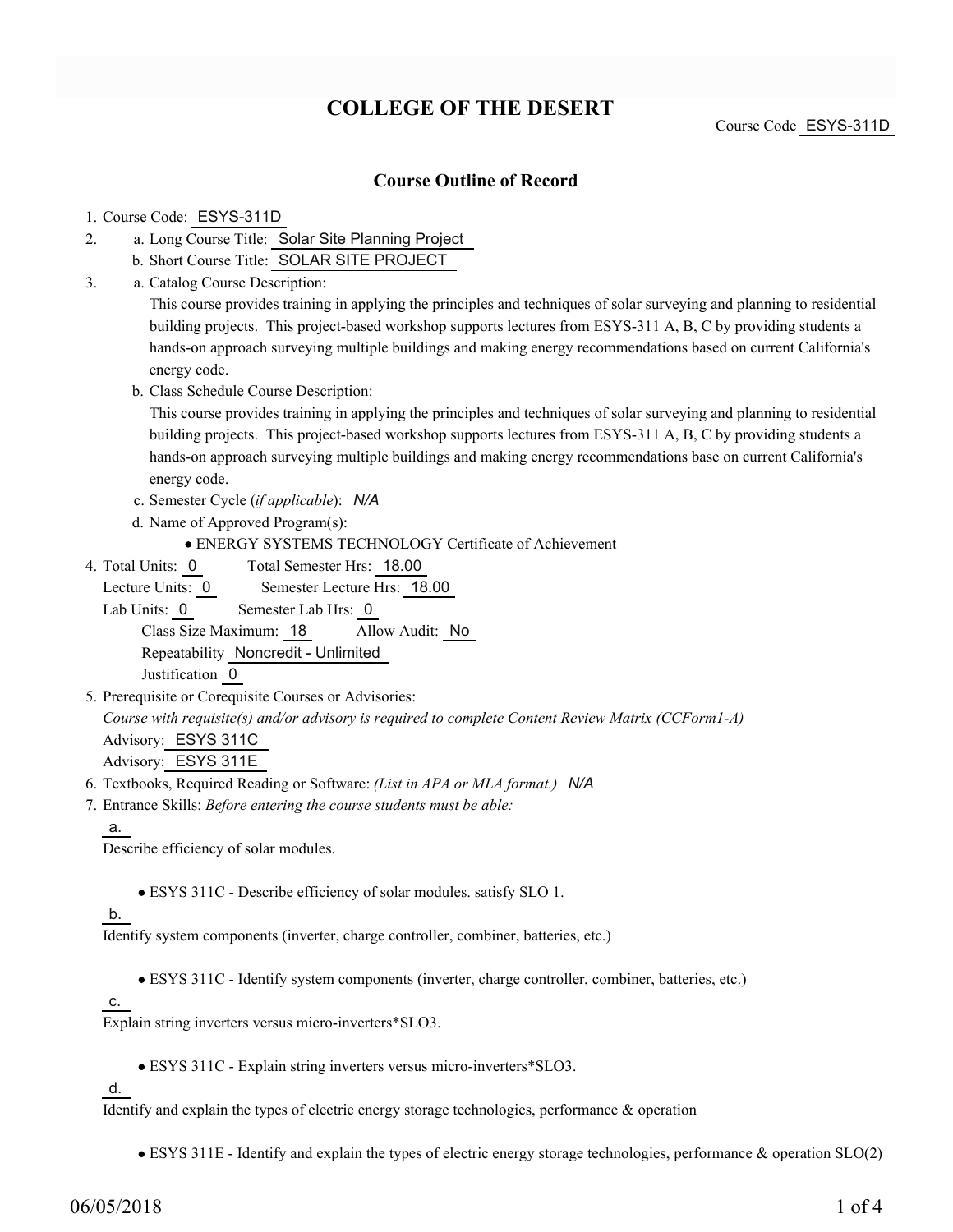# COLLEGE OF THE DESERT

Course Code ESYS-311D

## Course Outline of Record

1. Course Code: ESYS-311D
2. a. Long Course Title: Solar Site Planning Project
   b. Short Course Title: SOLAR SITE PROJECT
3. a. Catalog Course Description:
   This course provides training in applying the principles and techniques of solar surveying and planning to residential building projects. This project-based workshop supports lectures from ESYS-311 A, B, C by providing students a hands-on approach surveying multiple buildings and making energy recommendations based on current California's energy code.
   b. Class Schedule Course Description:
   This course provides training in applying the principles and techniques of solar surveying and planning to residential building projects. This project-based workshop supports lectures from ESYS-311 A, B, C by providing students a hands-on approach surveying multiple buildings and making energy recommendations base on current California's energy code.
   c. Semester Cycle (*if applicable*): *N/A*
   d. Name of Approved Program(s):
      - ENERGY SYSTEMS TECHNOLOGY Certificate of Achievement
4. Total Units: 0 Total Semester Hrs: 18.00
   Lecture Units: 0 Semester Lecture Hrs: 18.00
   Lab Units: 0 Semester Lab Hrs: 0
   Class Size Maximum: 18 Allow Audit: No
   Repeatability Noncredit - Unlimited
   Justification 0
5. Prerequisite or Corequisite Courses or Advisories:
   *Course with requisite(s) and/or advisory is required to complete Content Review Matrix (CCForm1-A)*
   Advisory: ESYS 311C
   Advisory: ESYS 311E
6. Textbooks, Required Reading or Software: *(List in APA or MLA format.)* *N/A*
7. Entrance Skills: *Before entering the course students must be able:*

   a.
   Describe efficiency of solar modules.
   - ESYS 311C - Describe efficiency of solar modules. satisfy SLO 1.

   b.
   Identify system components (inverter, charge controller, combiner, batteries, etc.)
   - ESYS 311C - Identify system components (inverter, charge controller, combiner, batteries, etc.)

   c.
   Explain string inverters versus micro-inverters*SLO3.
   - ESYS 311C - Explain string inverters versus micro-inverters*SLO3.

   d.
   Identify and explain the types of electric energy storage technologies, performance & operation
   - ESYS 311E - Identify and explain the types of electric energy storage technologies, performance & operation SLO(2)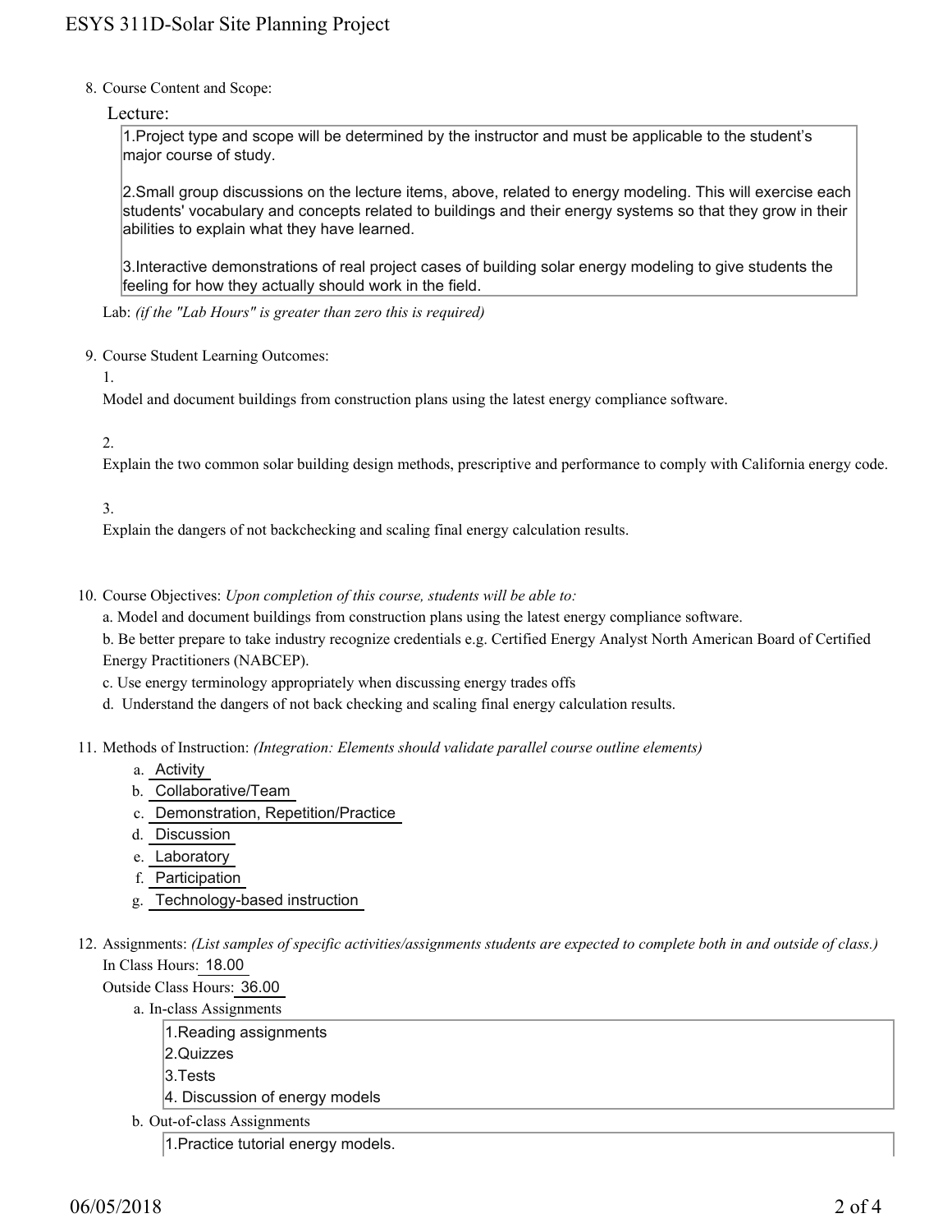8. Course Content and Scope:

Lecture:

1.Project type and scope will be determined by the instructor and must be applicable to the student's major course of study.

2.Small group discussions on the lecture items, above, related to energy modeling. This will exercise each students' vocabulary and concepts related to buildings and their energy systems so that they grow in their abilities to explain what they have learned.

3.Interactive demonstrations of real project cases of building solar energy modeling to give students the feeling for how they actually should work in the field.

Lab: *(if the "Lab Hours" is greater than zero this is required)*

9. Course Student Learning Outcomes:

1.

Model and document buildings from construction plans using the latest energy compliance software.

2.

Explain the two common solar building design methods, prescriptive and performance to comply with California energy code.

3.

Explain the dangers of not backchecking and scaling final energy calculation results.

10. Course Objectives: *Upon completion of this course, students will be able to:*

a. Model and document buildings from construction plans using the latest energy compliance software.

b. Be better prepare to take industry recognize credentials e.g. Certified Energy Analyst North American Board of Certified Energy Practitioners (NABCEP).

c. Use energy terminology appropriately when discussing energy trades offs

d. Understand the dangers of not back checking and scaling final energy calculation results.

11. Methods of Instruction: *(Integration: Elements should validate parallel course outline elements)*

a. Activity
b. Collaborative/Team
c. Demonstration, Repetition/Practice
d. Discussion
e. Laboratory
f. Participation
g. Technology-based instruction

12. Assignments: *(List samples of specific activities/assignments students are expected to complete both in and outside of class.)*

In Class Hours: 18.00

Outside Class Hours: 36.00

a. In-class Assignments

1.Reading assignments
2.Quizzes
3.Tests
4. Discussion of energy models

b. Out-of-class Assignments

1.Practice tutorial energy models.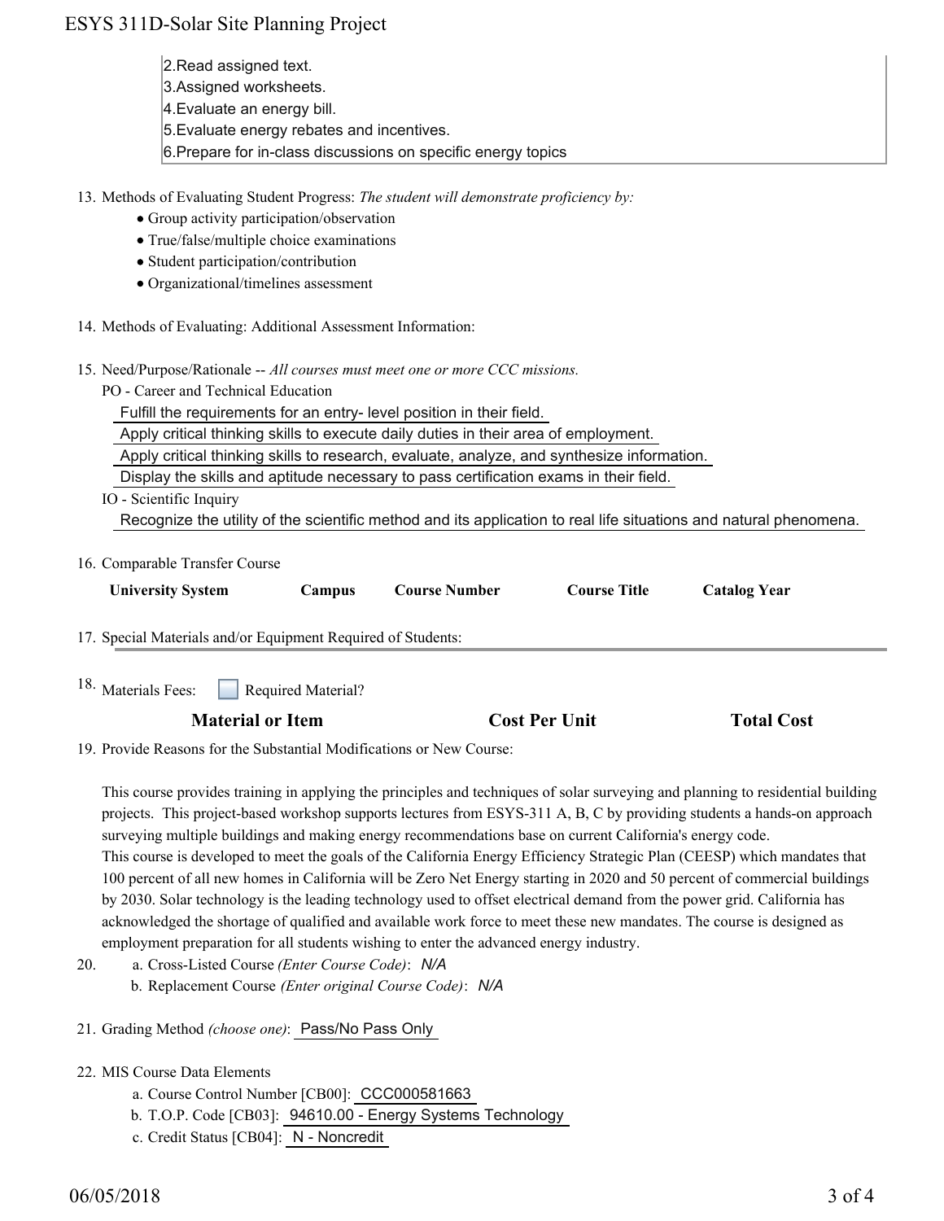2.Read assigned text.
3.Assigned worksheets.
4.Evaluate an energy bill.
5.Evaluate energy rebates and incentives.
6.Prepare for in-class discussions on specific energy topics

13. Methods of Evaluating Student Progress: *The student will demonstrate proficiency by:*
    - Group activity participation/observation
    - True/false/multiple choice examinations
    - Student participation/contribution
    - Organizational/timelines assessment

14. Methods of Evaluating: Additional Assessment Information:

15. Need/Purpose/Rationale -- *All courses must meet one or more CCC missions.*

    PO - Career and Technical Education

    Fulfill the requirements for an entry- level position in their field.

    Apply critical thinking skills to execute daily duties in their area of employment.

    Apply critical thinking skills to research, evaluate, analyze, and synthesize information.

    Display the skills and aptitude necessary to pass certification exams in their field.

    IO - Scientific Inquiry

    Recognize the utility of the scientific method and its application to real life situations and natural phenomena.

16. Comparable Transfer Course

| University System | Campus | Course Number | Course Title | Catalog Year |
|---|---|---|---|---|

17. Special Materials and/or Equipment Required of Students:

18. Materials Fees: ☐ Required Material?

| Material or Item | Cost Per Unit | Total Cost |
|---|---|---|

19. Provide Reasons for the Substantial Modifications or New Course:

    This course provides training in applying the principles and techniques of solar surveying and planning to residential building projects. This project-based workshop supports lectures from ESYS-311 A, B, C by providing students a hands-on approach surveying multiple buildings and making energy recommendations base on current California's energy code.
    This course is developed to meet the goals of the California Energy Efficiency Strategic Plan (CEESP) which mandates that 100 percent of all new homes in California will be Zero Net Energy starting in 2020 and 50 percent of commercial buildings by 2030. Solar technology is the leading technology used to offset electrical demand from the power grid. California has acknowledged the shortage of qualified and available work force to meet these new mandates. The course is designed as employment preparation for all students wishing to enter the advanced energy industry.

20. a. Cross-Listed Course *(Enter Course Code)*: *N/A*

    b. Replacement Course *(Enter original Course Code)*: *N/A*

21. Grading Method *(choose one)*: Pass/No Pass Only

22. MIS Course Data Elements

    a. Course Control Number [CB00]: CCC000581663

    b. T.O.P. Code [CB03]: 94610.00 - Energy Systems Technology

    c. Credit Status [CB04]: N - Noncredit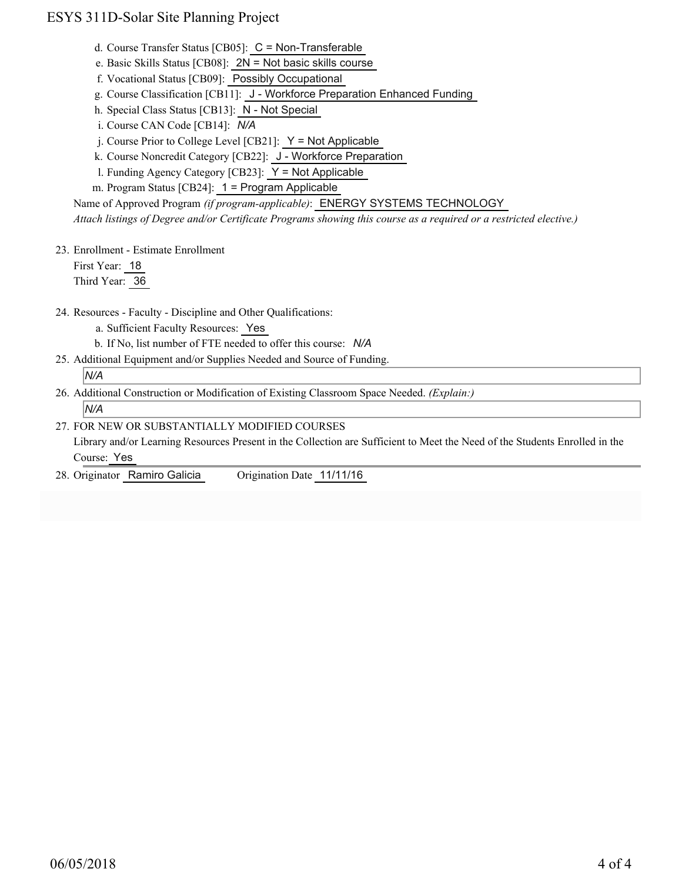d. Course Transfer Status [CB05]: C = Non-Transferable
e. Basic Skills Status [CB08]: 2N = Not basic skills course
f. Vocational Status [CB09]: Possibly Occupational
g. Course Classification [CB11]: J - Workforce Preparation Enhanced Funding
h. Special Class Status [CB13]: N - Not Special
i. Course CAN Code [CB14]: *N/A*
j. Course Prior to College Level [CB21]: Y = Not Applicable
k. Course Noncredit Category [CB22]: J - Workforce Preparation
l. Funding Agency Category [CB23]: Y = Not Applicable
m. Program Status [CB24]: 1 = Program Applicable

Name of Approved Program *(if program-applicable)*: ENERGY SYSTEMS TECHNOLOGY

*Attach listings of Degree and/or Certificate Programs showing this course as a required or a restricted elective.)*

23. Enrollment - Estimate Enrollment
    First Year: 18
    Third Year: 36

24. Resources - Faculty - Discipline and Other Qualifications:
    a. Sufficient Faculty Resources: Yes
    b. If No, list number of FTE needed to offer this course: *N/A*

25. Additional Equipment and/or Supplies Needed and Source of Funding.
    *N/A*

26. Additional Construction or Modification of Existing Classroom Space Needed. *(Explain:)*
    *N/A*

27. FOR NEW OR SUBSTANTIALLY MODIFIED COURSES
    Library and/or Learning Resources Present in the Collection are Sufficient to Meet the Need of the Students Enrolled in the Course: Yes

28. Originator Ramiro Galicia Origination Date 11/11/16